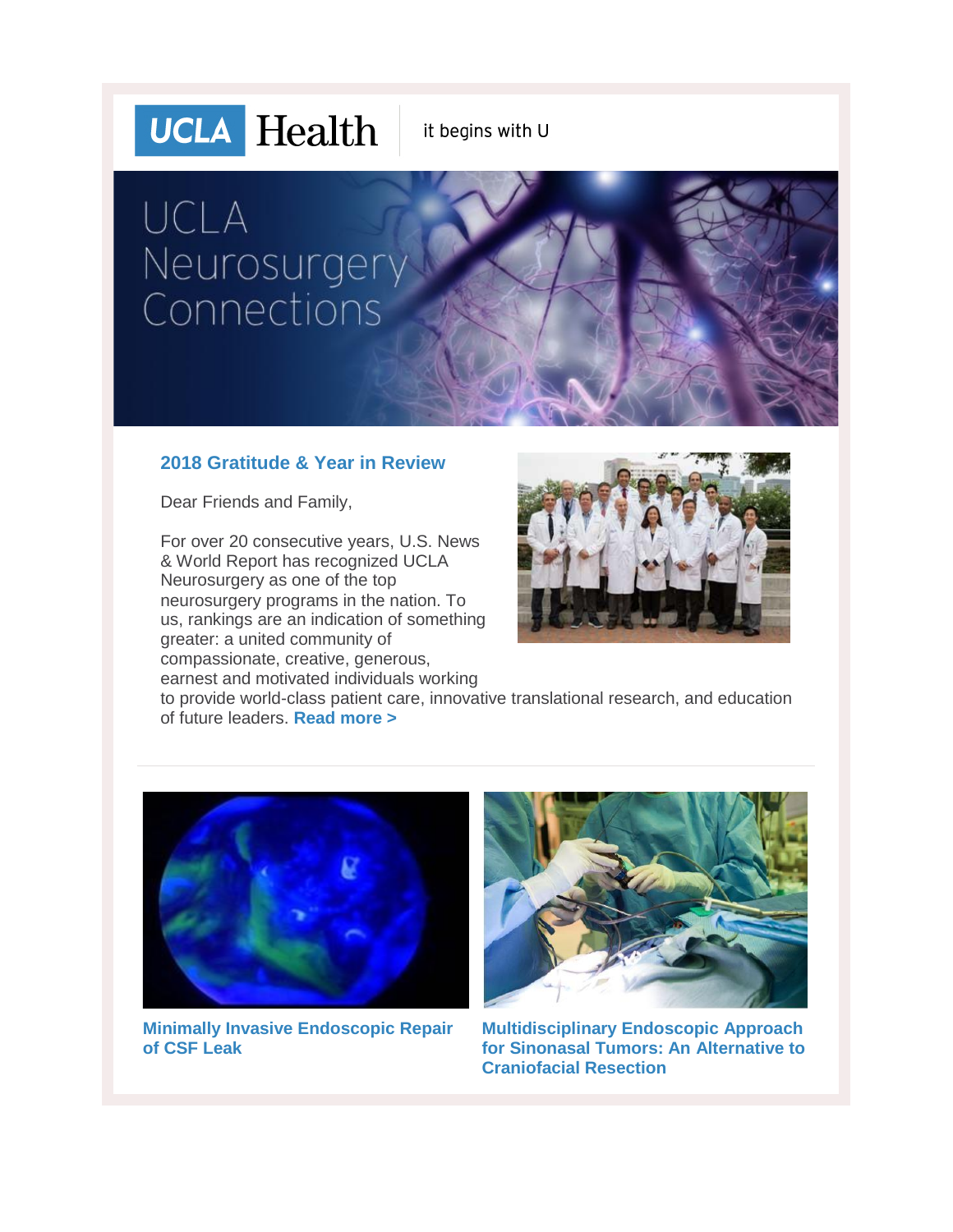UCLA Health | it begins with U

# UCLA Neurosurgery Connections

## 2018 Gratitude & Year in Review

Dear Friends and Family,

For over 20 consecutive years, U.S. News & World Report has recognized UCLA Neurosurgery as one of the top neurosurgery programs in the nation. To us, rankings are an indication of something greater: a united community of compassionate, creative, generous, earnest and motivated individuals working to provide world-class patient care, innovative translational research, and education of future leaders. **Read more >**

---

**Minimally Invasive Endoscopic Repair of CSF Leak**

**Multidisciplinary Endoscopic Approach for Sinonasal Tumors: An Alternative to Craniofacial Resection**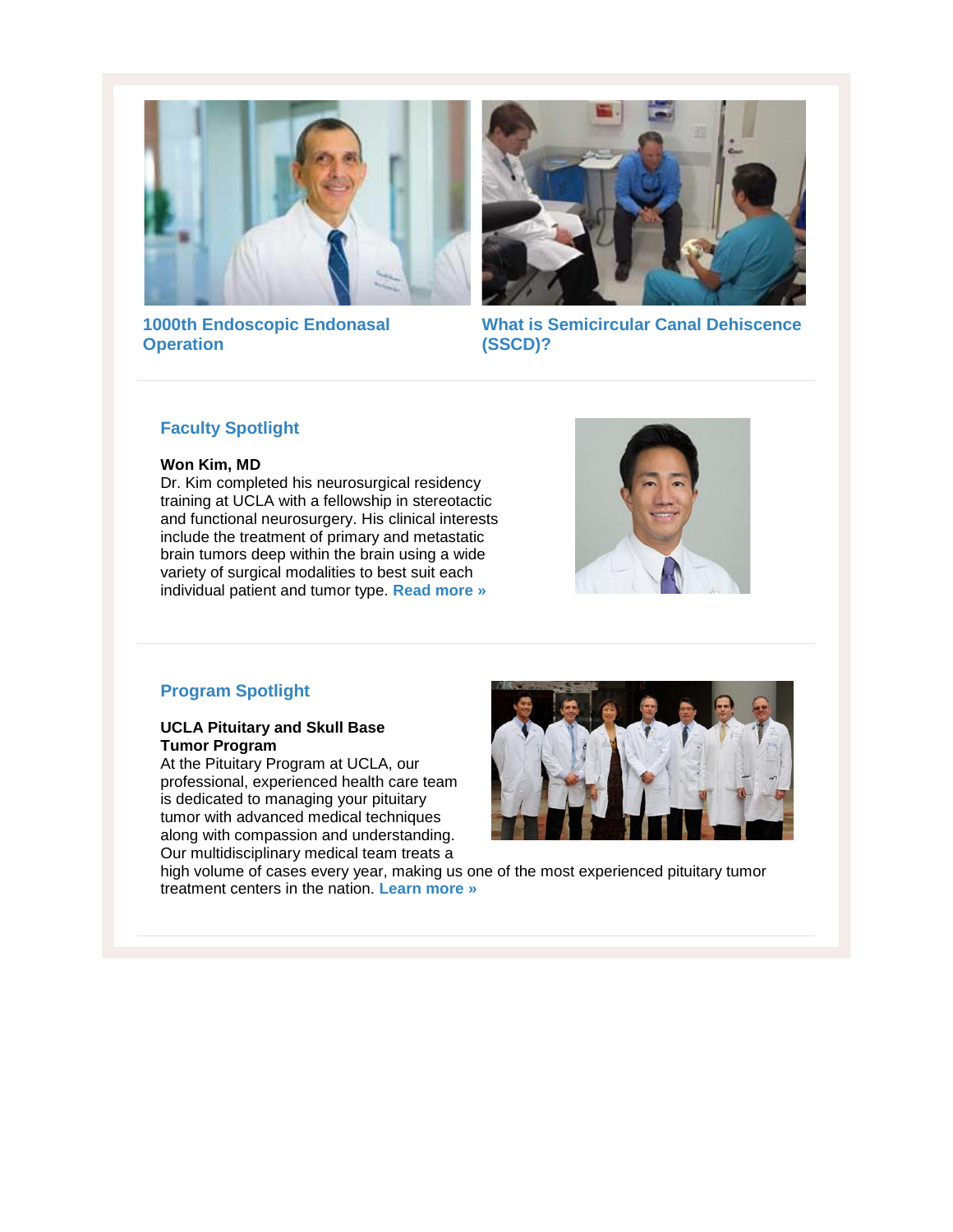**1000th Endoscopic Endonasal Operation**

**What is Semicircular Canal Dehiscence (SSCD)?**

---

## Faculty Spotlight

**Won Kim, MD**
Dr. Kim completed his neurosurgical residency training at UCLA with a fellowship in stereotactic and functional neurosurgery. His clinical interests include the treatment of primary and metastatic brain tumors deep within the brain using a wide variety of surgical modalities to best suit each individual patient and tumor type. **Read more »**

---

## Program Spotlight

**UCLA Pituitary and Skull Base Tumor Program**
At the Pituitary Program at UCLA, our professional, experienced health care team is dedicated to managing your pituitary tumor with advanced medical techniques along with compassion and understanding. Our multidisciplinary medical team treats a high volume of cases every year, making us one of the most experienced pituitary tumor treatment centers in the nation. **Learn more »**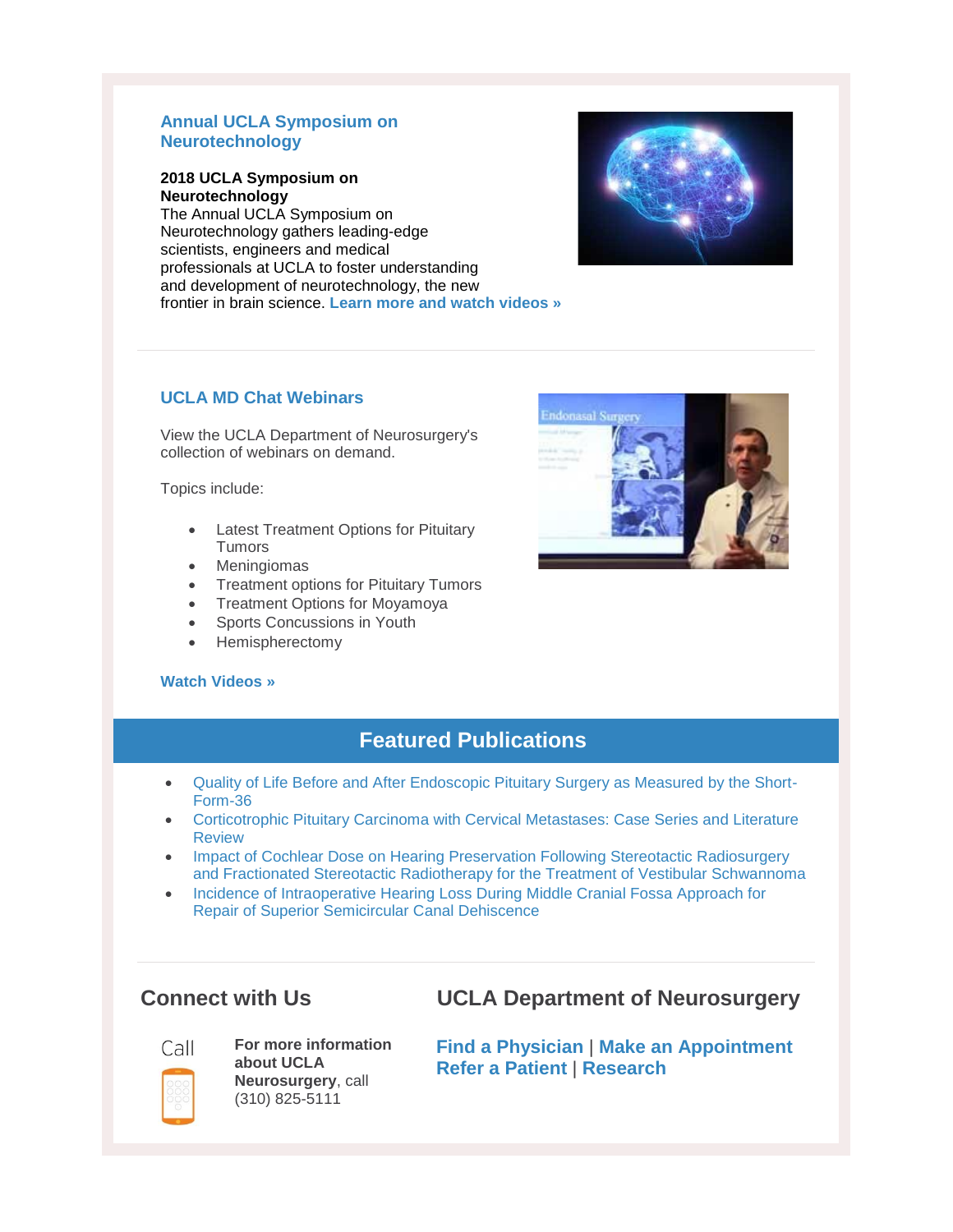### Annual UCLA Symposium on Neurotechnology

**2018 UCLA Symposium on Neurotechnology**
The Annual UCLA Symposium on Neurotechnology gathers leading-edge scientists, engineers and medical professionals at UCLA to foster understanding and development of neurotechnology, the new frontier in brain science. **Learn more and watch videos »**

---

### UCLA MD Chat Webinars

View the UCLA Department of Neurosurgery's collection of webinars on demand.

Topics include:

- Latest Treatment Options for Pituitary Tumors
- Meningiomas
- Treatment options for Pituitary Tumors
- Treatment Options for Moyamoya
- Sports Concussions in Youth
- Hemispherectomy

**Watch Videos »**

## Featured Publications

- Quality of Life Before and After Endoscopic Pituitary Surgery as Measured by the Short-Form-36
- Corticotrophic Pituitary Carcinoma with Cervical Metastases: Case Series and Literature Review
- Impact of Cochlear Dose on Hearing Preservation Following Stereotactic Radiosurgery and Fractionated Stereotactic Radiotherapy for the Treatment of Vestibular Schwannoma
- Incidence of Intraoperative Hearing Loss During Middle Cranial Fossa Approach for Repair of Superior Semicircular Canal Dehiscence

---

## Connect with Us

Call

**For more information about UCLA Neurosurgery**, call (310) 825-5111

## UCLA Department of Neurosurgery

**Find a Physician** | **Make an Appointment**
**Refer a Patient** | **Research**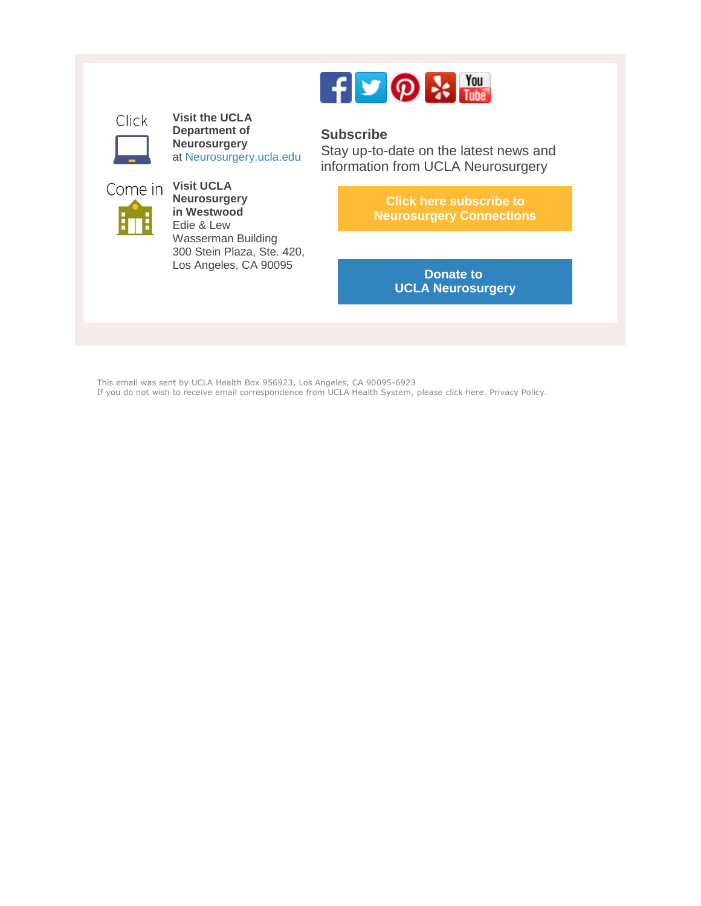Click

**Visit the UCLA Department of Neurosurgery**
at Neurosurgery.ucla.edu

Come in

**Visit UCLA Neurosurgery in Westwood**
Edie & Lew Wasserman Building
300 Stein Plaza, Ste. 420,
Los Angeles, CA 90095

**Subscribe**
Stay up-to-date on the latest news and information from UCLA Neurosurgery

**Click here subscribe to Neurosurgery Connections**

**Donate to UCLA Neurosurgery**

This email was sent by UCLA Health Box 956923, Los Angeles, CA 90095-6923
If you do not wish to receive email correspondence from UCLA Health System, please click here. Privacy Policy.